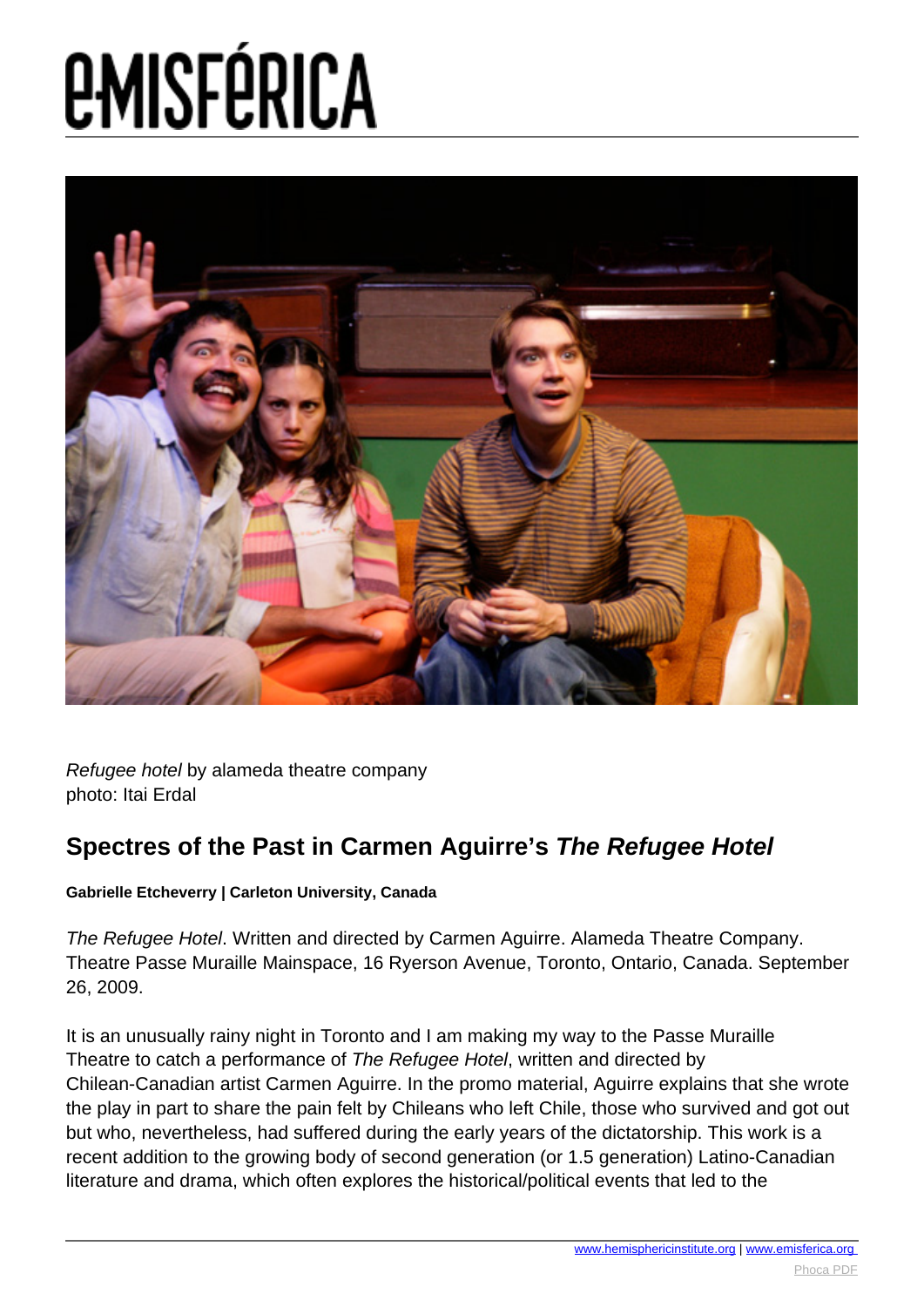# emisférica

*Refugee hotel* by alameda theatre company
photo: Itai Erdal

## Spectres of the Past in Carmen Aguirre's *The Refugee Hotel*

**Gabrielle Etcheverry | Carleton University, Canada**

*The Refugee Hotel*. Written and directed by Carmen Aguirre. Alameda Theatre Company. Theatre Passe Muraille Mainspace, 16 Ryerson Avenue, Toronto, Ontario, Canada. September 26, 2009.

It is an unusually rainy night in Toronto and I am making my way to the Passe Muraille Theatre to catch a performance of *The Refugee Hotel*, written and directed by Chilean-Canadian artist Carmen Aguirre. In the promo material, Aguirre explains that she wrote the play in part to share the pain felt by Chileans who left Chile, those who survived and got out but who, nevertheless, had suffered during the early years of the dictatorship. This work is a recent addition to the growing body of second generation (or 1.5 generation) Latino-Canadian literature and drama, which often explores the historical/political events that led to the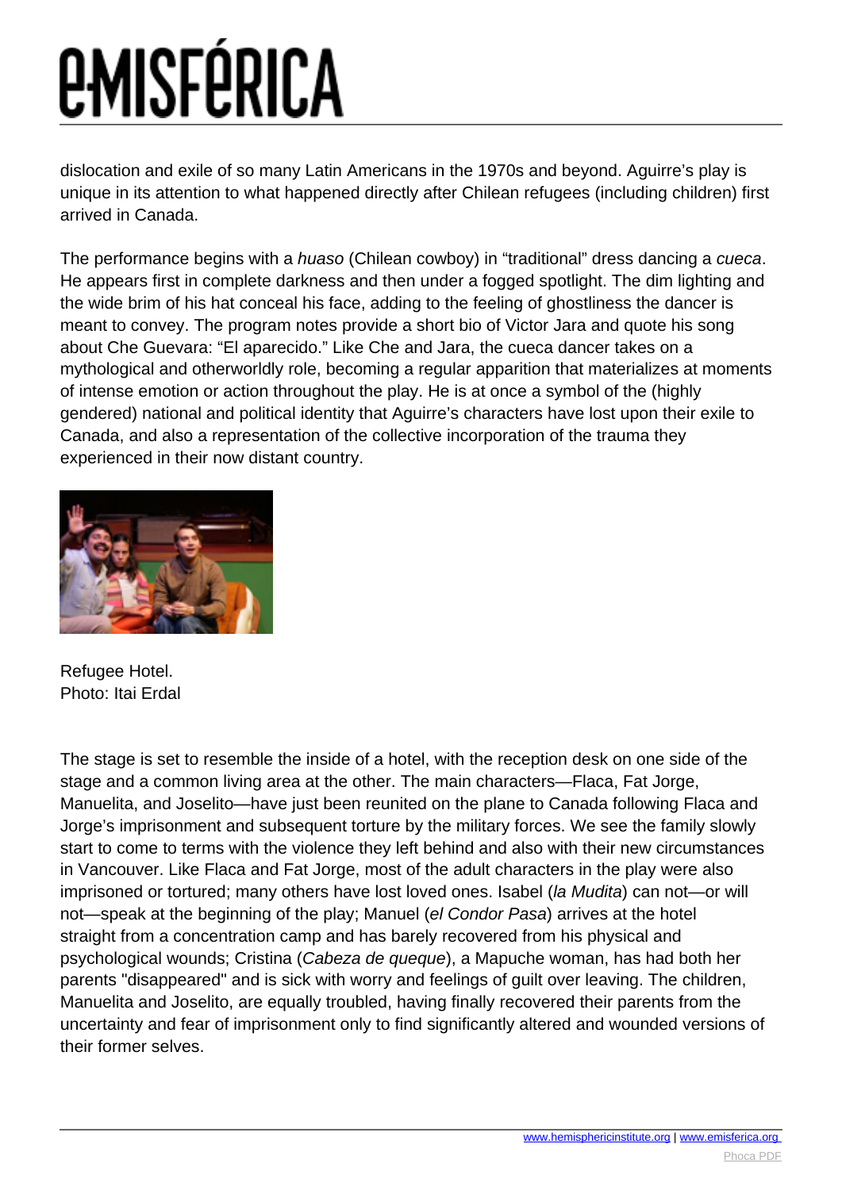dislocation and exile of so many Latin Americans in the 1970s and beyond. Aguirre's play is unique in its attention to what happened directly after Chilean refugees (including children) first arrived in Canada.

The performance begins with a *huaso* (Chilean cowboy) in "traditional" dress dancing a *cueca*. He appears first in complete darkness and then under a fogged spotlight. The dim lighting and the wide brim of his hat conceal his face, adding to the feeling of ghostliness the dancer is meant to convey. The program notes provide a short bio of Victor Jara and quote his song about Che Guevara: "El aparecido." Like Che and Jara, the cueca dancer takes on a mythological and otherworldly role, becoming a regular apparition that materializes at moments of intense emotion or action throughout the play. He is at once a symbol of the (highly gendered) national and political identity that Aguirre's characters have lost upon their exile to Canada, and also a representation of the collective incorporation of the trauma they experienced in their now distant country.

Refugee Hotel.
Photo: Itai Erdal

The stage is set to resemble the inside of a hotel, with the reception desk on one side of the stage and a common living area at the other. The main characters—Flaca, Fat Jorge, Manuelita, and Joselito—have just been reunited on the plane to Canada following Flaca and Jorge's imprisonment and subsequent torture by the military forces. We see the family slowly start to come to terms with the violence they left behind and also with their new circumstances in Vancouver. Like Flaca and Fat Jorge, most of the adult characters in the play were also imprisoned or tortured; many others have lost loved ones. Isabel (*la Mudita*) can not—or will not—speak at the beginning of the play; Manuel (*el Condor Pasa*) arrives at the hotel straight from a concentration camp and has barely recovered from his physical and psychological wounds; Cristina (*Cabeza de queque*), a Mapuche woman, has had both her parents "disappeared" and is sick with worry and feelings of guilt over leaving. The children, Manuelita and Joselito, are equally troubled, having finally recovered their parents from the uncertainty and fear of imprisonment only to find significantly altered and wounded versions of their former selves.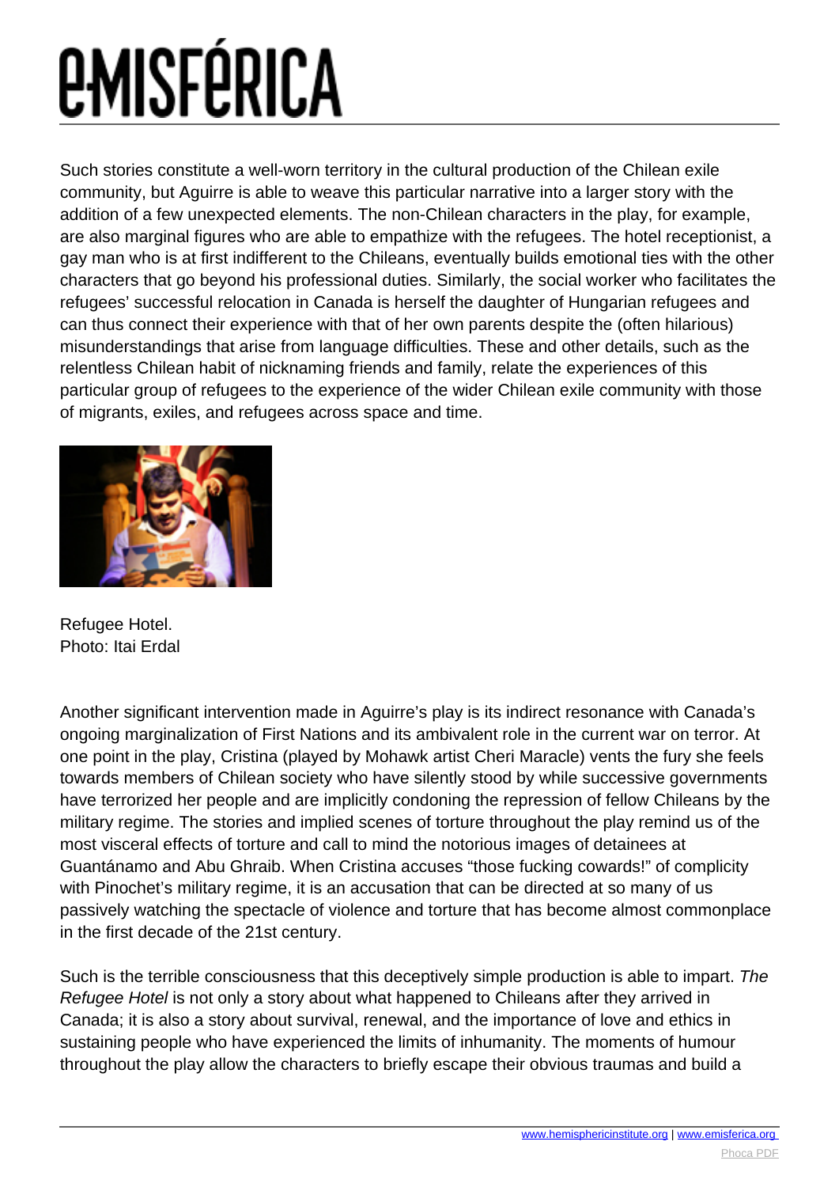Such stories constitute a well-worn territory in the cultural production of the Chilean exile community, but Aguirre is able to weave this particular narrative into a larger story with the addition of a few unexpected elements. The non-Chilean characters in the play, for example, are also marginal figures who are able to empathize with the refugees. The hotel receptionist, a gay man who is at first indifferent to the Chileans, eventually builds emotional ties with the other characters that go beyond his professional duties. Similarly, the social worker who facilitates the refugees' successful relocation in Canada is herself the daughter of Hungarian refugees and can thus connect their experience with that of her own parents despite the (often hilarious) misunderstandings that arise from language difficulties. These and other details, such as the relentless Chilean habit of nicknaming friends and family, relate the experiences of this particular group of refugees to the experience of the wider Chilean exile community with those of migrants, exiles, and refugees across space and time.

Refugee Hotel.
Photo: Itai Erdal

Another significant intervention made in Aguirre's play is its indirect resonance with Canada's ongoing marginalization of First Nations and its ambivalent role in the current war on terror. At one point in the play, Cristina (played by Mohawk artist Cheri Maracle) vents the fury she feels towards members of Chilean society who have silently stood by while successive governments have terrorized her people and are implicitly condoning the repression of fellow Chileans by the military regime. The stories and implied scenes of torture throughout the play remind us of the most visceral effects of torture and call to mind the notorious images of detainees at Guantánamo and Abu Ghraib. When Cristina accuses "those fucking cowards!" of complicity with Pinochet's military regime, it is an accusation that can be directed at so many of us passively watching the spectacle of violence and torture that has become almost commonplace in the first decade of the 21st century.

Such is the terrible consciousness that this deceptively simple production is able to impart. *The Refugee Hotel* is not only a story about what happened to Chileans after they arrived in Canada; it is also a story about survival, renewal, and the importance of love and ethics in sustaining people who have experienced the limits of inhumanity. The moments of humour throughout the play allow the characters to briefly escape their obvious traumas and build a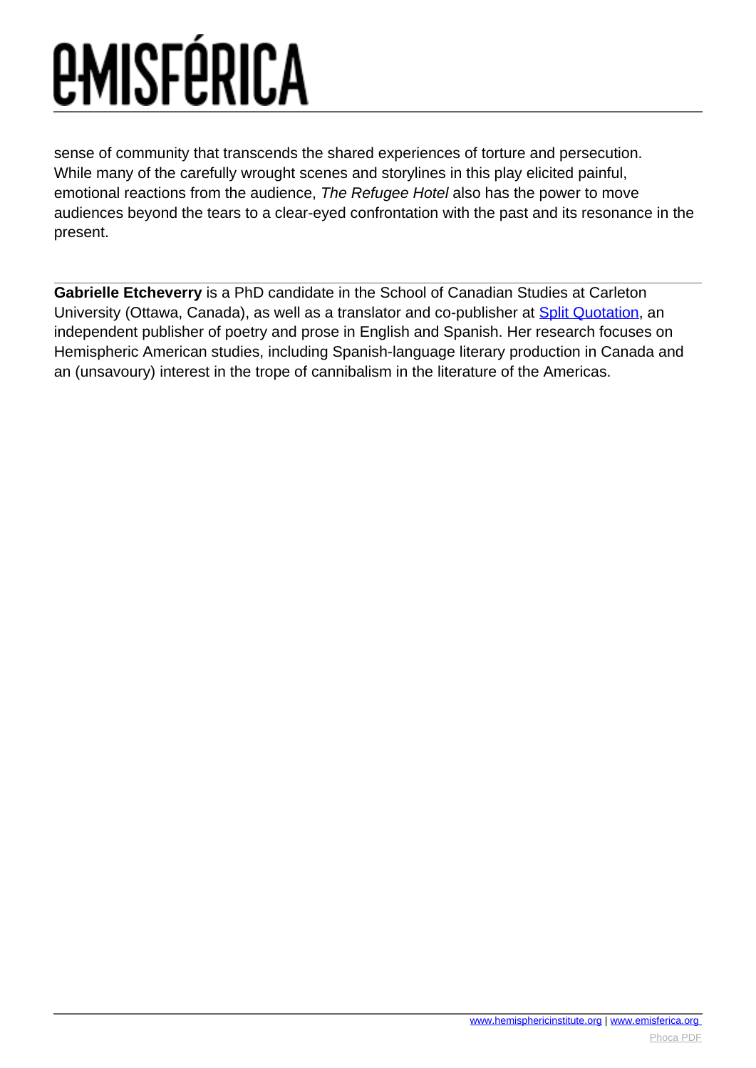sense of community that transcends the shared experiences of torture and persecution. While many of the carefully wrought scenes and storylines in this play elicited painful, emotional reactions from the audience, *The Refugee Hotel* also has the power to move audiences beyond the tears to a clear-eyed confrontation with the past and its resonance in the present.

---

**Gabrielle Etcheverry** is a PhD candidate in the School of Canadian Studies at Carleton University (Ottawa, Canada), as well as a translator and co-publisher at Split Quotation, an independent publisher of poetry and prose in English and Spanish. Her research focuses on Hemispheric American studies, including Spanish-language literary production in Canada and an (unsavoury) interest in the trope of cannibalism in the literature of the Americas.